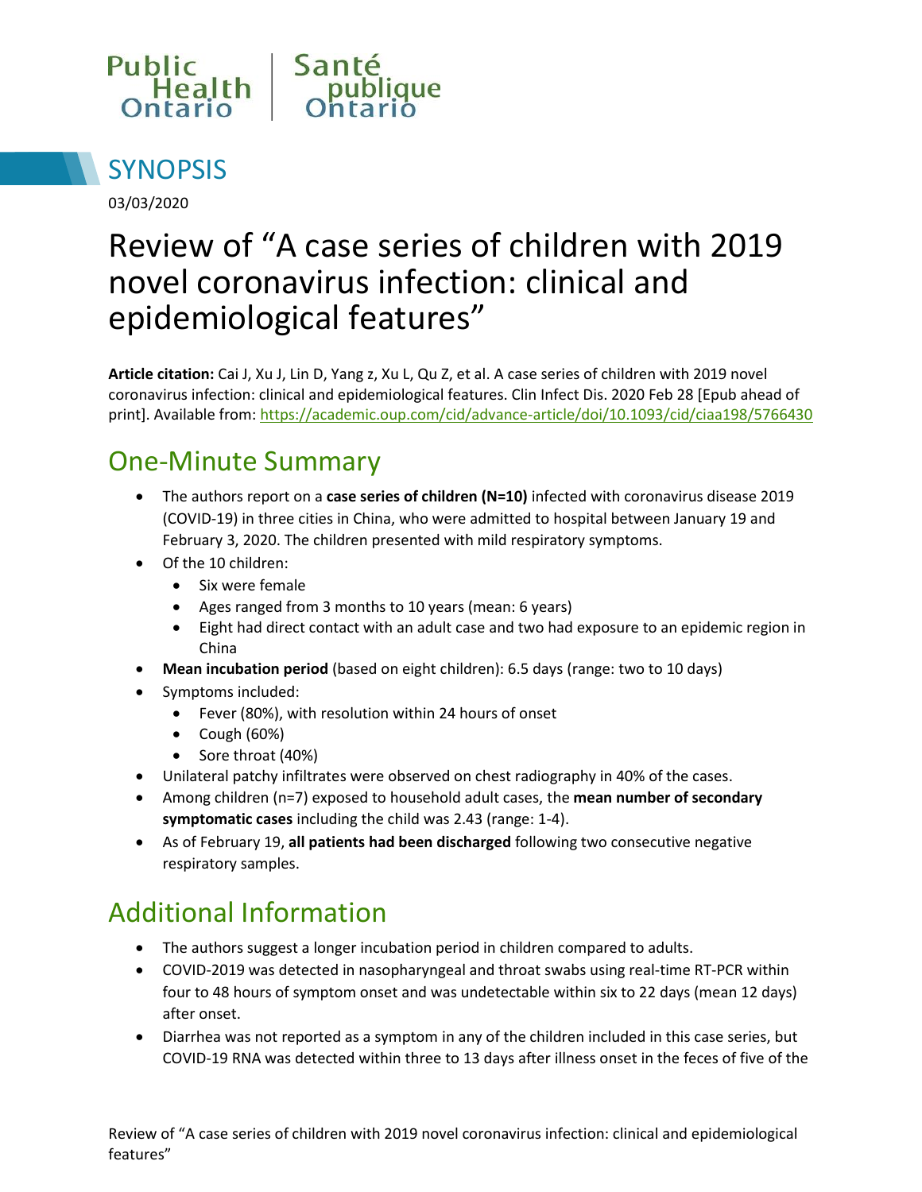Public Health Ontario | Santé publique Ontario

# SYNOPSIS

03/03/2020

# Review of "A case series of children with 2019 novel coronavirus infection: clinical and epidemiological features"

**Article citation:** Cai J, Xu J, Lin D, Yang z, Xu L, Qu Z, et al. A case series of children with 2019 novel coronavirus infection: clinical and epidemiological features. Clin Infect Dis. 2020 Feb 28 [Epub ahead of print]. Available from: https://academic.oup.com/cid/advance-article/doi/10.1093/cid/ciaa198/5766430

## One-Minute Summary

- The authors report on a **case series of children (N=10)** infected with coronavirus disease 2019 (COVID-19) in three cities in China, who were admitted to hospital between January 19 and February 3, 2020. The children presented with mild respiratory symptoms.
- Of the 10 children:
  - Six were female
  - Ages ranged from 3 months to 10 years (mean: 6 years)
  - Eight had direct contact with an adult case and two had exposure to an epidemic region in China
- **Mean incubation period** (based on eight children): 6.5 days (range: two to 10 days)
- Symptoms included:
  - Fever (80%), with resolution within 24 hours of onset
  - Cough (60%)
  - Sore throat (40%)
- Unilateral patchy infiltrates were observed on chest radiography in 40% of the cases.
- Among children (n=7) exposed to household adult cases, the **mean number of secondary symptomatic cases** including the child was 2.43 (range: 1-4).
- As of February 19, **all patients had been discharged** following two consecutive negative respiratory samples.

## Additional Information

- The authors suggest a longer incubation period in children compared to adults.
- COVID-2019 was detected in nasopharyngeal and throat swabs using real-time RT-PCR within four to 48 hours of symptom onset and was undetectable within six to 22 days (mean 12 days) after onset.
- Diarrhea was not reported as a symptom in any of the children included in this case series, but COVID-19 RNA was detected within three to 13 days after illness onset in the feces of five of the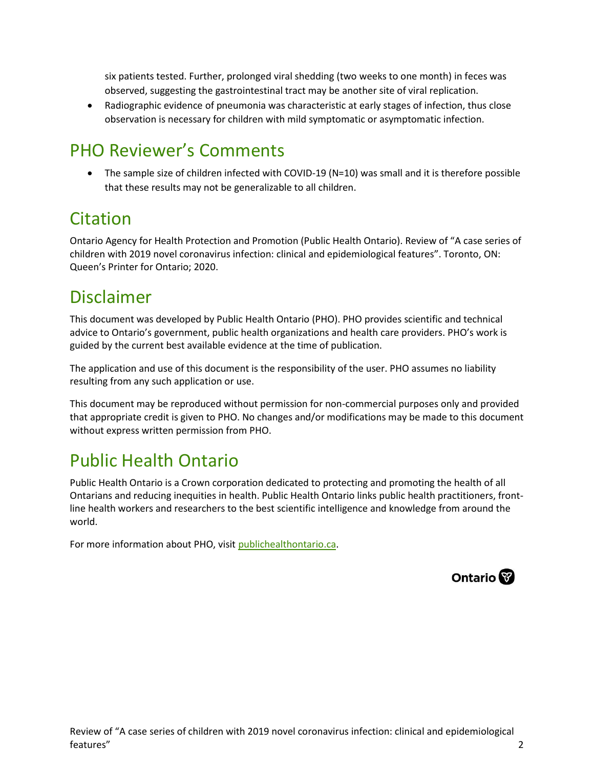six patients tested. Further, prolonged viral shedding (two weeks to one month) in feces was observed, suggesting the gastrointestinal tract may be another site of viral replication.

- Radiographic evidence of pneumonia was characteristic at early stages of infection, thus close observation is necessary for children with mild symptomatic or asymptomatic infection.

## PHO Reviewer's Comments

- The sample size of children infected with COVID-19 (N=10) was small and it is therefore possible that these results may not be generalizable to all children.

## Citation

Ontario Agency for Health Protection and Promotion (Public Health Ontario). Review of "A case series of children with 2019 novel coronavirus infection: clinical and epidemiological features". Toronto, ON: Queen's Printer for Ontario; 2020.

## Disclaimer

This document was developed by Public Health Ontario (PHO). PHO provides scientific and technical advice to Ontario's government, public health organizations and health care providers. PHO's work is guided by the current best available evidence at the time of publication.

The application and use of this document is the responsibility of the user. PHO assumes no liability resulting from any such application or use.

This document may be reproduced without permission for non-commercial purposes only and provided that appropriate credit is given to PHO. No changes and/or modifications may be made to this document without express written permission from PHO.

## Public Health Ontario

Public Health Ontario is a Crown corporation dedicated to protecting and promoting the health of all Ontarians and reducing inequities in health. Public Health Ontario links public health practitioners, front-line health workers and researchers to the best scientific intelligence and knowledge from around the world.

For more information about PHO, visit [publichealthontario.ca](publichealthontario.ca).

Ontario